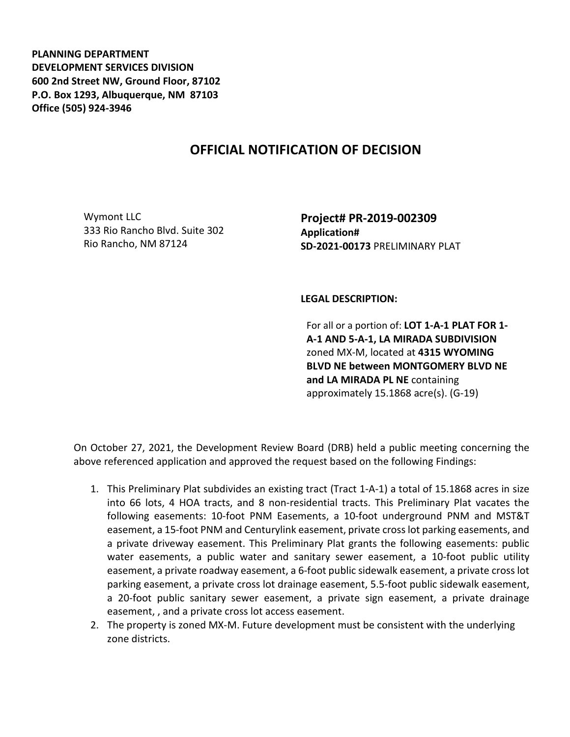**PLANNING DEPARTMENT**
**DEVELOPMENT SERVICES DIVISION**
**600 2nd Street NW, Ground Floor, 87102**
**P.O. Box 1293, Albuquerque, NM 87103**
**Office (505) 924-3946**

# OFFICIAL NOTIFICATION OF DECISION

Wymont LLC
333 Rio Rancho Blvd. Suite 302
Rio Rancho, NM 87124

**Project# PR-2019-002309**
**Application#**
**SD-2021-00173** PRELIMINARY PLAT

**LEGAL DESCRIPTION:**

For all or a portion of: **LOT 1-A-1 PLAT FOR 1-A-1 AND 5-A-1, LA MIRADA SUBDIVISION** zoned MX-M, located at **4315 WYOMING BLVD NE between MONTGOMERY BLVD NE and LA MIRADA PL NE** containing approximately 15.1868 acre(s). (G-19)

On October 27, 2021, the Development Review Board (DRB) held a public meeting concerning the above referenced application and approved the request based on the following Findings:

1. This Preliminary Plat subdivides an existing tract (Tract 1-A-1) a total of 15.1868 acres in size into 66 lots, 4 HOA tracts, and 8 non-residential tracts. This Preliminary Plat vacates the following easements: 10-foot PNM Easements, a 10-foot underground PNM and MST&T easement, a 15-foot PNM and Centurylink easement, private cross lot parking easements, and a private driveway easement. This Preliminary Plat grants the following easements: public water easements, a public water and sanitary sewer easement, a 10-foot public utility easement, a private roadway easement, a 6-foot public sidewalk easement, a private cross lot parking easement, a private cross lot drainage easement, 5.5-foot public sidewalk easement, a 20-foot public sanitary sewer easement, a private sign easement, a private drainage easement, , and a private cross lot access easement.
2. The property is zoned MX-M. Future development must be consistent with the underlying zone districts.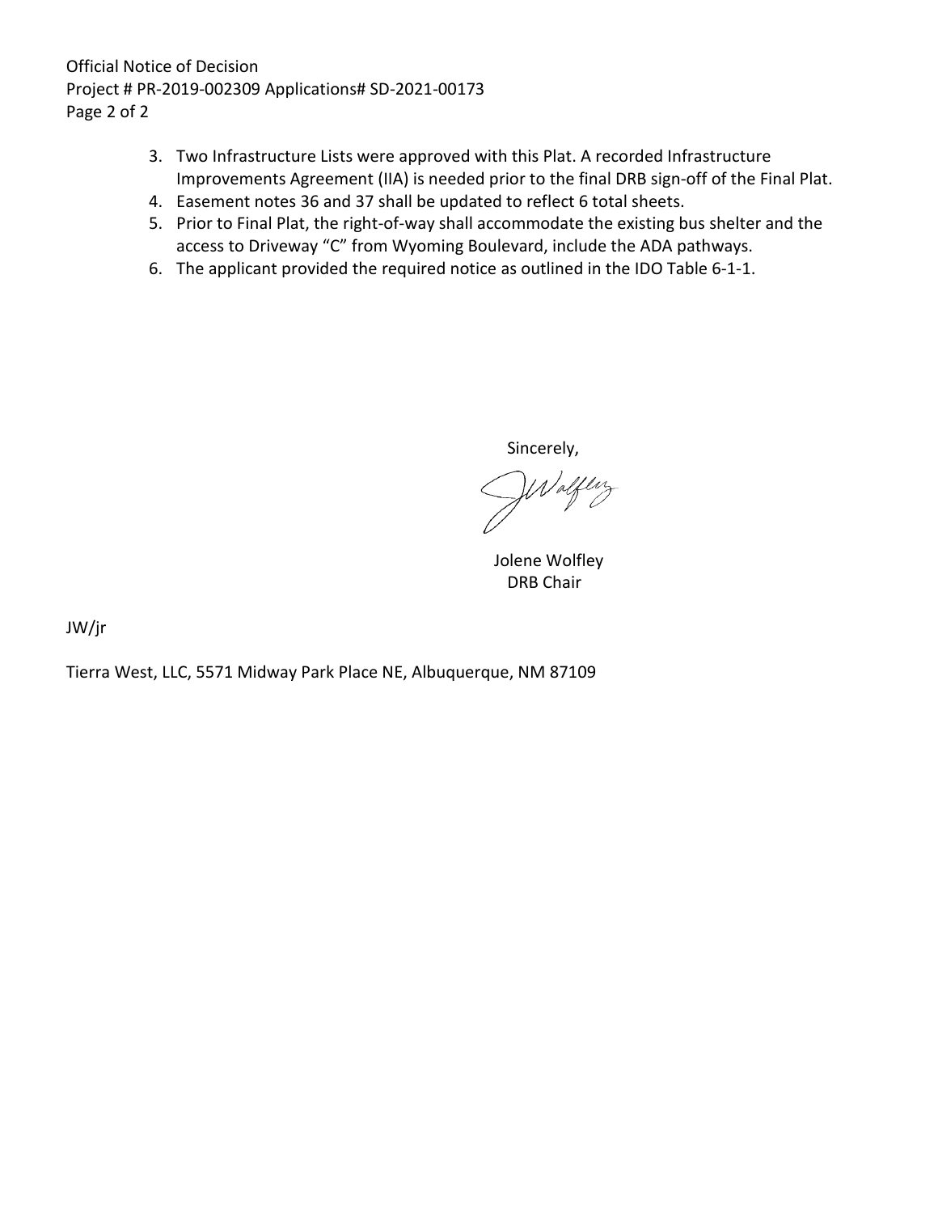3. Two Infrastructure Lists were approved with this Plat. A recorded Infrastructure Improvements Agreement (IIA) is needed prior to the final DRB sign-off of the Final Plat.
4. Easement notes 36 and 37 shall be updated to reflect 6 total sheets.
5. Prior to Final Plat, the right-of-way shall accommodate the existing bus shelter and the access to Driveway "C" from Wyoming Boulevard, include the ADA pathways.
6. The applicant provided the required notice as outlined in the IDO Table 6-1-1.

Sincerely,

Jolene Wolfley
DRB Chair

JW/jr

Tierra West, LLC, 5571 Midway Park Place NE, Albuquerque, NM 87109